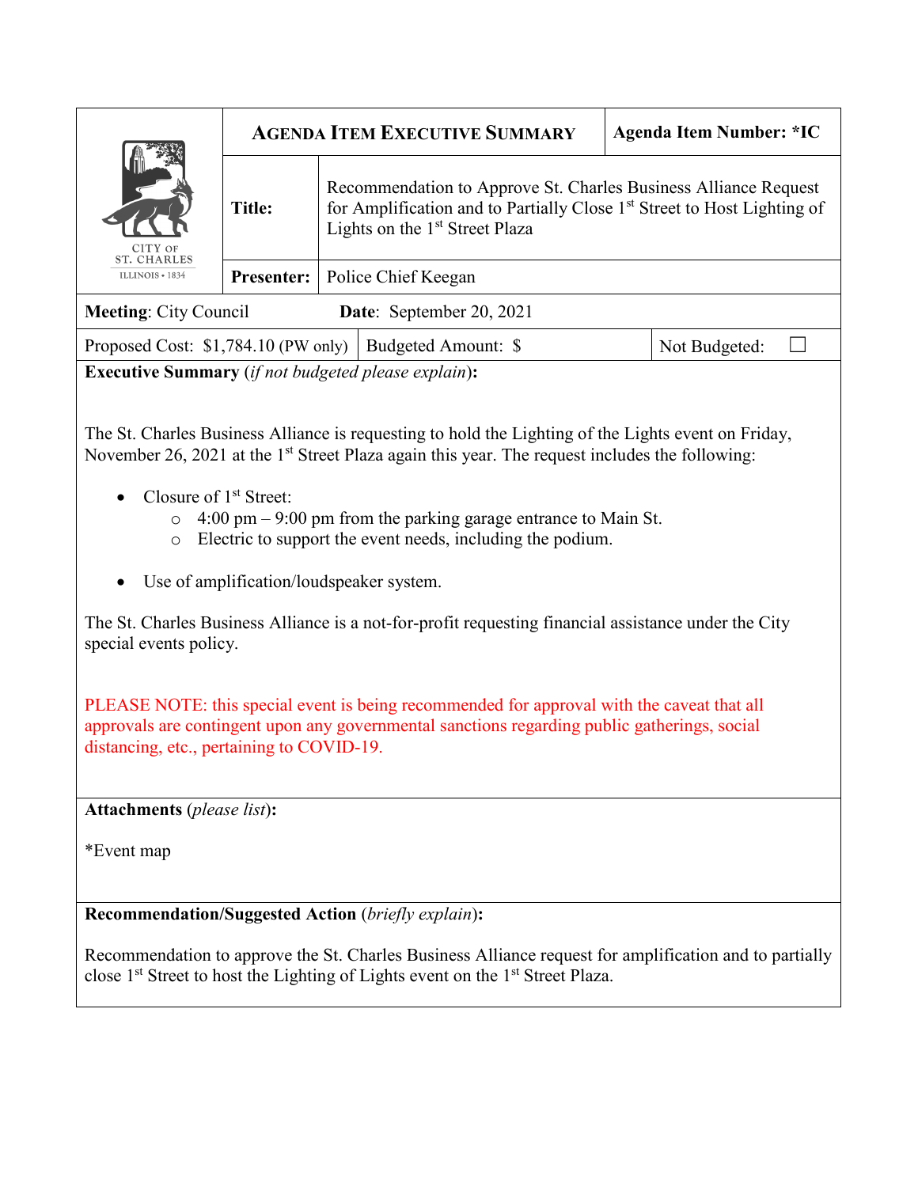| CITY OF ST. CHARLES ILLINOIS • 1834 | **AGENDA ITEM EXECUTIVE SUMMARY** | | **Agenda Item Number: *IC** |
|---|---|---|---|
| | **Title:** | Recommendation to Approve St. Charles Business Alliance Request for Amplification and to Partially Close 1st Street to Host Lighting of Lights on the 1st Street Plaza | |
| | **Presenter:** | Police Chief Keegan | |

**Meeting**: City Council **Date**: September 20, 2021

| Proposed Cost: $1,784.10 (PW only) | Budgeted Amount: $ | Not Budgeted: ☐ |
|---|---|---|

**Executive Summary** (*if not budgeted please explain*):

The St. Charles Business Alliance is requesting to hold the Lighting of the Lights event on Friday, November 26, 2021 at the 1st Street Plaza again this year. The request includes the following:

- Closure of 1st Street:
  - 4:00 pm – 9:00 pm from the parking garage entrance to Main St.
  - Electric to support the event needs, including the podium.
- Use of amplification/loudspeaker system.

The St. Charles Business Alliance is a not-for-profit requesting financial assistance under the City special events policy.

PLEASE NOTE: this special event is being recommended for approval with the caveat that all approvals are contingent upon any governmental sanctions regarding public gatherings, social distancing, etc., pertaining to COVID-19.

**Attachments** (*please list*):

*Event map

**Recommendation/Suggested Action** (*briefly explain*):

Recommendation to approve the St. Charles Business Alliance request for amplification and to partially close 1st Street to host the Lighting of Lights event on the 1st Street Plaza.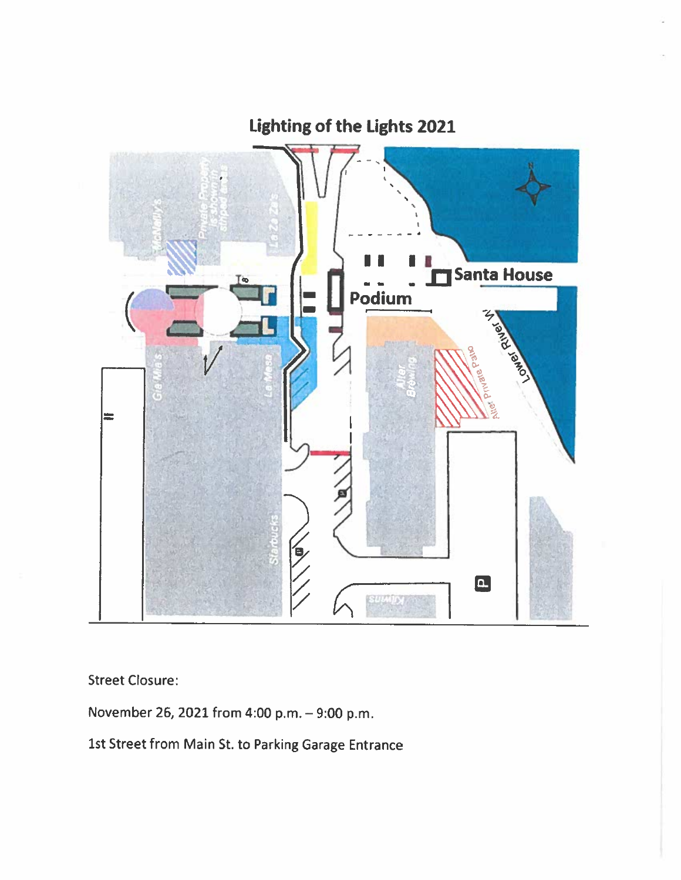# Lighting of the Lights 2021

Santa House

Podium

Lower River W

Alter Private Patio

Alter Brewing

McNally's

Private Property is shown in striped areas

La Za Za's

Gia Mia's

La Mesa

Starbucks

Kiwanis

P

Street Closure:

November 26, 2021 from 4:00 p.m. – 9:00 p.m.

1st Street from Main St. to Parking Garage Entrance